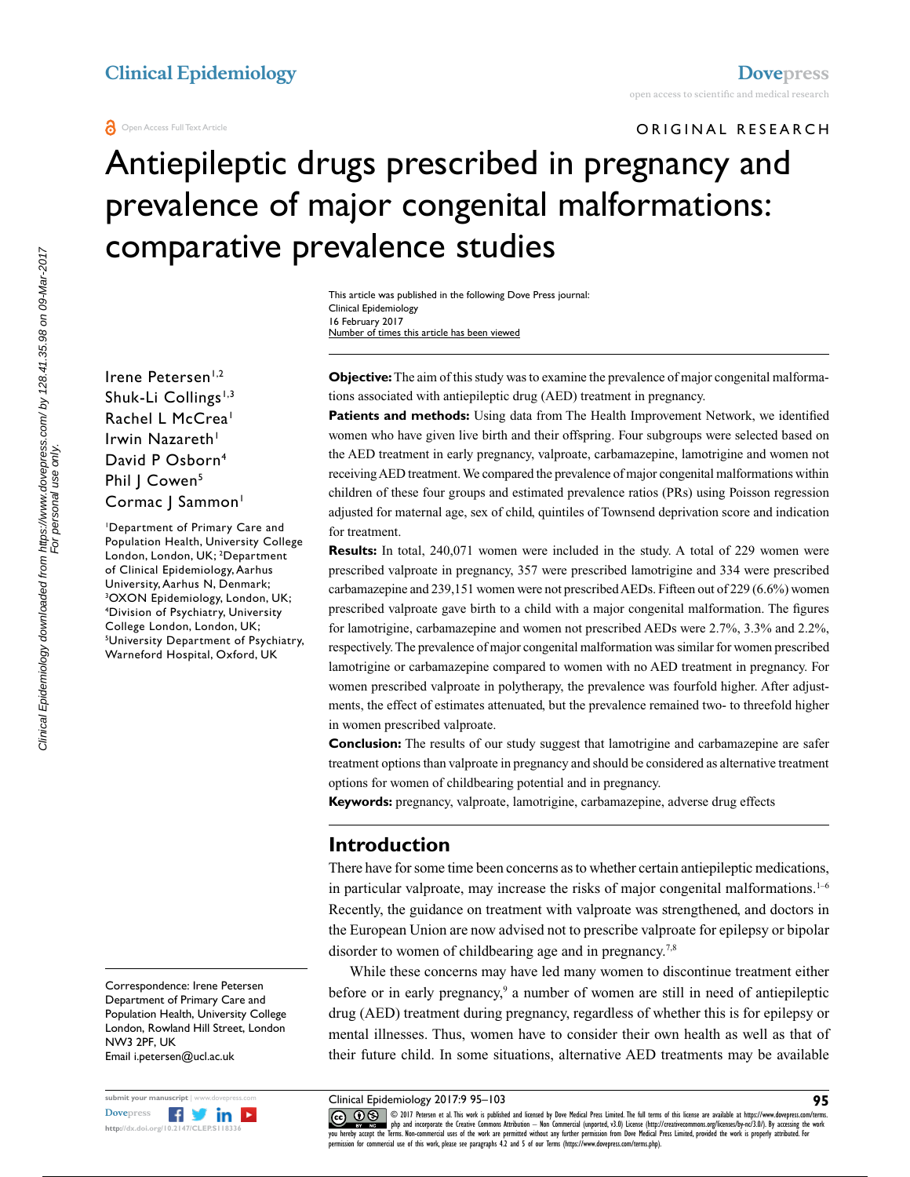ORIGINAL RESEARCH

# Antiepileptic drugs prescribed in pregnancy and prevalence of major congenital malformations: comparative prevalence studies

This article was published in the following Dove Press journal:
Clinical Epidemiology
16 February 2017
Number of times this article has been viewed

Irene Petersen[1,2]
Shuk-Li Collings[1,3]
Rachel L McCrea[1]
Irwin Nazareth[1]
David P Osborn[4]
Phil J Cowen[5]
Cormac J Sammon[1]

[1]Department of Primary Care and Population Health, University College London, London, UK; [2]Department of Clinical Epidemiology, Aarhus University, Aarhus N, Denmark; [3]OXON Epidemiology, London, UK; [4]Division of Psychiatry, University College London, London, UK; [5]University Department of Psychiatry, Warneford Hospital, Oxford, UK

**Objective:** The aim of this study was to examine the prevalence of major congenital malformations associated with antiepileptic drug (AED) treatment in pregnancy.

**Patients and methods:** Using data from The Health Improvement Network, we identified women who have given live birth and their offspring. Four subgroups were selected based on the AED treatment in early pregnancy, valproate, carbamazepine, lamotrigine and women not receiving AED treatment. We compared the prevalence of major congenital malformations within children of these four groups and estimated prevalence ratios (PRs) using Poisson regression adjusted for maternal age, sex of child, quintiles of Townsend deprivation score and indication for treatment.

**Results:** In total, 240,071 women were included in the study. A total of 229 women were prescribed valproate in pregnancy, 357 were prescribed lamotrigine and 334 were prescribed carbamazepine and 239,151 women were not prescribed AEDs. Fifteen out of 229 (6.6%) women prescribed valproate gave birth to a child with a major congenital malformation. The figures for lamotrigine, carbamazepine and women not prescribed AEDs were 2.7%, 3.3% and 2.2%, respectively. The prevalence of major congenital malformation was similar for women prescribed lamotrigine or carbamazepine compared to women with no AED treatment in pregnancy. For women prescribed valproate in polytherapy, the prevalence was fourfold higher. After adjustments, the effect of estimates attenuated, but the prevalence remained two- to threefold higher in women prescribed valproate.

**Conclusion:** The results of our study suggest that lamotrigine and carbamazepine are safer treatment options than valproate in pregnancy and should be considered as alternative treatment options for women of childbearing potential and in pregnancy.

**Keywords:** pregnancy, valproate, lamotrigine, carbamazepine, adverse drug effects

## Introduction

There have for some time been concerns as to whether certain antiepileptic medications, in particular valproate, may increase the risks of major congenital malformations.[1–6] Recently, the guidance on treatment with valproate was strengthened, and doctors in the European Union are now advised not to prescribe valproate for epilepsy or bipolar disorder to women of childbearing age and in pregnancy.[7,8]

While these concerns may have led many women to discontinue treatment either before or in early pregnancy,[9] a number of women are still in need of antiepileptic drug (AED) treatment during pregnancy, regardless of whether this is for epilepsy or mental illnesses. Thus, women have to consider their own health as well as that of their future child. In some situations, alternative AED treatments may be available

Correspondence: Irene Petersen
Department of Primary Care and Population Health, University College London, Rowland Hill Street, London NW3 2PF, UK
Email i.petersen@ucl.ac.uk

© 2017 Petersen et al. This work is published and licensed by Dove Medical Press Limited. The full terms of this license are available at https://www.dovepress.com/terms.php and incorporate the Creative Commons Attribution – Non Commercial (unported, v3.0) License (http://creativecommons.org/licenses/by-nc/3.0/). By accessing the work you hereby accept the Terms. Non-commercial uses of the work are permitted without any further permission from Dove Medical Press Limited, provided the work is properly attributed. For permission for commercial use of this work, please see paragraphs 4.2 and 5 of our Terms (https://www.dovepress.com/terms.php).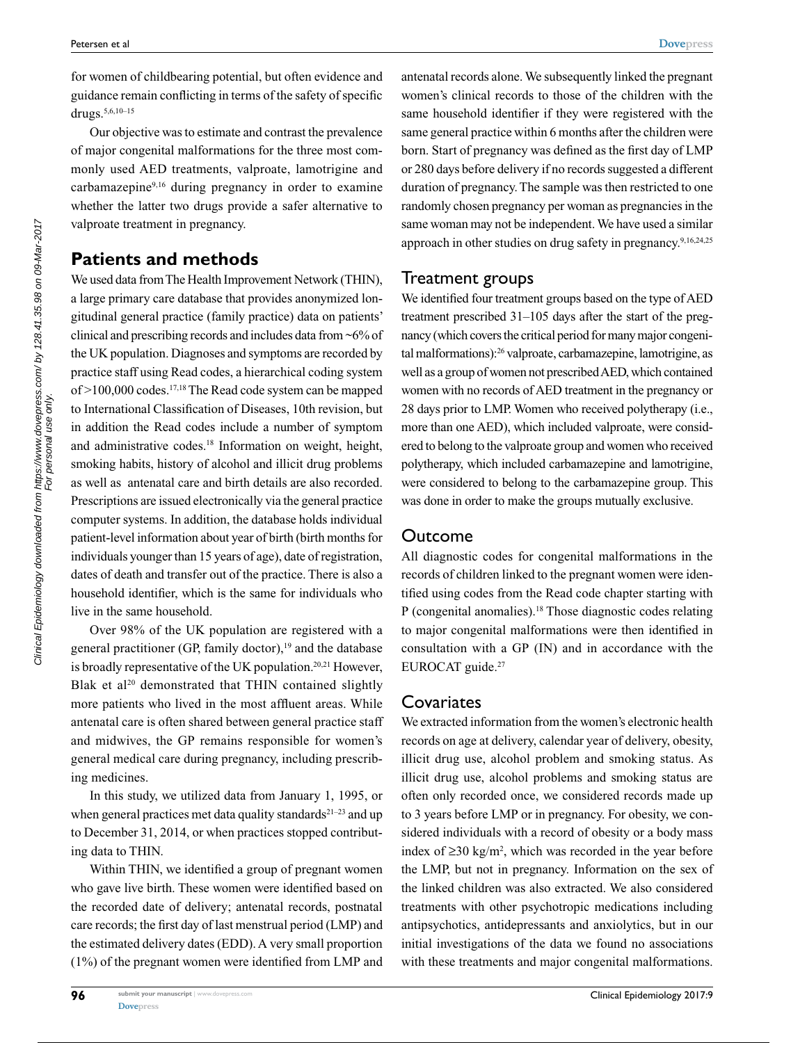for women of childbearing potential, but often evidence and guidance remain conflicting in terms of the safety of specific drugs.[5,6,10–15]

Our objective was to estimate and contrast the prevalence of major congenital malformations for the three most commonly used AED treatments, valproate, lamotrigine and carbamazepine[9,16] during pregnancy in order to examine whether the latter two drugs provide a safer alternative to valproate treatment in pregnancy.

## Patients and methods

We used data from The Health Improvement Network (THIN), a large primary care database that provides anonymized longitudinal general practice (family practice) data on patients' clinical and prescribing records and includes data from ~6% of the UK population. Diagnoses and symptoms are recorded by practice staff using Read codes, a hierarchical coding system of >100,000 codes.[17,18] The Read code system can be mapped to International Classification of Diseases, 10th revision, but in addition the Read codes include a number of symptom and administrative codes.[18] Information on weight, height, smoking habits, history of alcohol and illicit drug problems as well as antenatal care and birth details are also recorded. Prescriptions are issued electronically via the general practice computer systems. In addition, the database holds individual patient-level information about year of birth (birth months for individuals younger than 15 years of age), date of registration, dates of death and transfer out of the practice. There is also a household identifier, which is the same for individuals who live in the same household.

Over 98% of the UK population are registered with a general practitioner (GP, family doctor),[19] and the database is broadly representative of the UK population.[20,21] However, Blak et al[20] demonstrated that THIN contained slightly more patients who lived in the most affluent areas. While antenatal care is often shared between general practice staff and midwives, the GP remains responsible for women's general medical care during pregnancy, including prescribing medicines.

In this study, we utilized data from January 1, 1995, or when general practices met data quality standards[21–23] and up to December 31, 2014, or when practices stopped contributing data to THIN.

Within THIN, we identified a group of pregnant women who gave live birth. These women were identified based on the recorded date of delivery; antenatal records, postnatal care records; the first day of last menstrual period (LMP) and the estimated delivery dates (EDD). A very small proportion (1%) of the pregnant women were identified from LMP and antenatal records alone. We subsequently linked the pregnant women's clinical records to those of the children with the same household identifier if they were registered with the same general practice within 6 months after the children were born. Start of pregnancy was defined as the first day of LMP or 280 days before delivery if no records suggested a different duration of pregnancy. The sample was then restricted to one randomly chosen pregnancy per woman as pregnancies in the same woman may not be independent. We have used a similar approach in other studies on drug safety in pregnancy.[9,16,24,25]

### Treatment groups

We identified four treatment groups based on the type of AED treatment prescribed 31–105 days after the start of the pregnancy (which covers the critical period for many major congenital malformations):[26] valproate, carbamazepine, lamotrigine, as well as a group of women not prescribed AED, which contained women with no records of AED treatment in the pregnancy or 28 days prior to LMP. Women who received polytherapy (i.e., more than one AED), which included valproate, were considered to belong to the valproate group and women who received polytherapy, which included carbamazepine and lamotrigine, were considered to belong to the carbamazepine group. This was done in order to make the groups mutually exclusive.

### Outcome

All diagnostic codes for congenital malformations in the records of children linked to the pregnant women were identified using codes from the Read code chapter starting with P (congenital anomalies).[18] Those diagnostic codes relating to major congenital malformations were then identified in consultation with a GP (IN) and in accordance with the EUROCAT guide.[27]

### Covariates

We extracted information from the women's electronic health records on age at delivery, calendar year of delivery, obesity, illicit drug use, alcohol problem and smoking status. As illicit drug use, alcohol problems and smoking status are often only recorded once, we considered records made up to 3 years before LMP or in pregnancy. For obesity, we considered individuals with a record of obesity or a body mass index of $\geq 30$ kg/m$^2$, which was recorded in the year before the LMP, but not in pregnancy. Information on the sex of the linked children was also extracted. We also considered treatments with other psychotropic medications including antipsychotics, antidepressants and anxiolytics, but in our initial investigations of the data we found no associations with these treatments and major congenital malformations.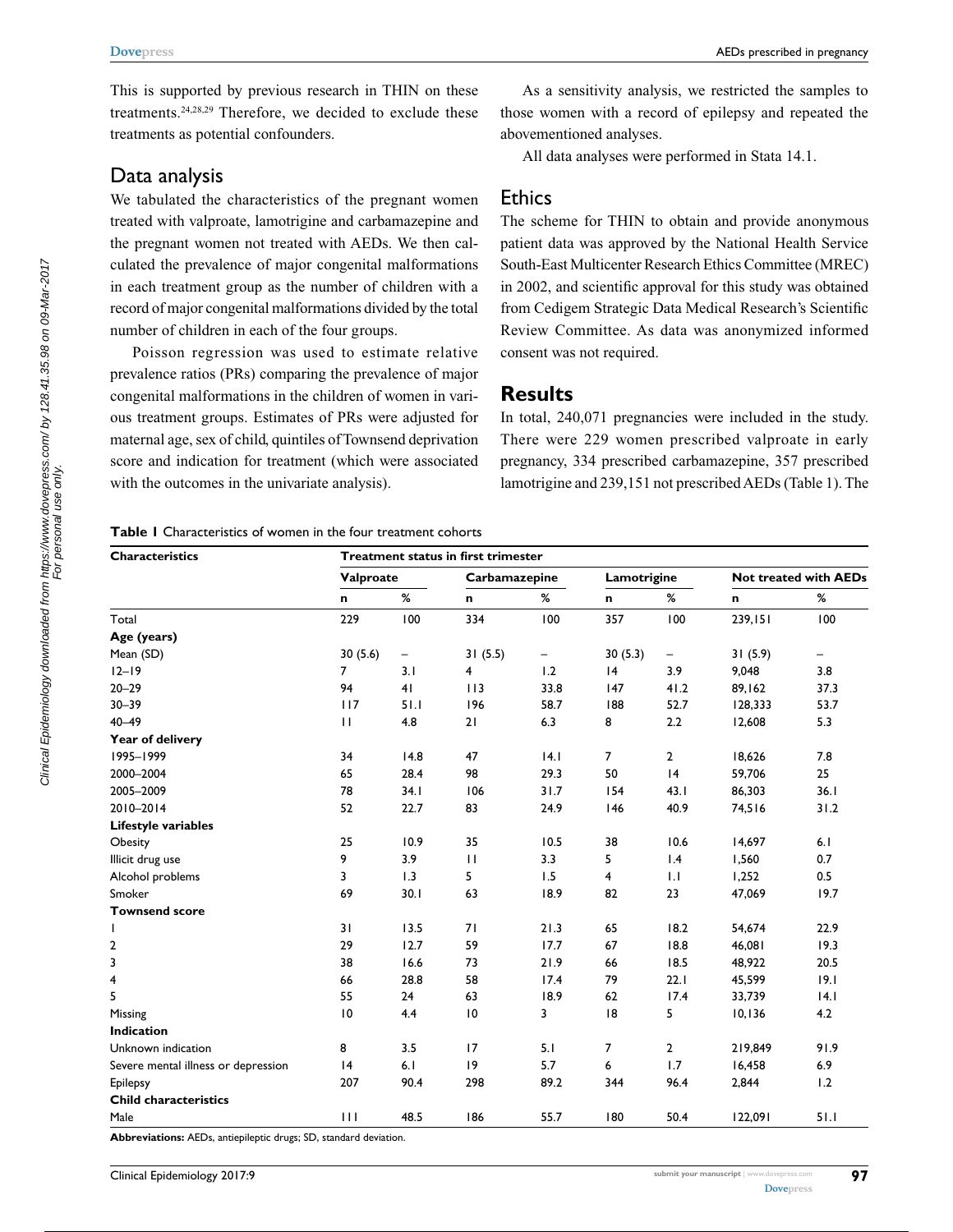This is supported by previous research in THIN on these treatments.[24,28,29] Therefore, we decided to exclude these treatments as potential confounders.

## Data analysis

We tabulated the characteristics of the pregnant women treated with valproate, lamotrigine and carbamazepine and the pregnant women not treated with AEDs. We then calculated the prevalence of major congenital malformations in each treatment group as the number of children with a record of major congenital malformations divided by the total number of children in each of the four groups.

Poisson regression was used to estimate relative prevalence ratios (PRs) comparing the prevalence of major congenital malformations in the children of women in various treatment groups. Estimates of PRs were adjusted for maternal age, sex of child, quintiles of Townsend deprivation score and indication for treatment (which were associated with the outcomes in the univariate analysis).

As a sensitivity analysis, we restricted the samples to those women with a record of epilepsy and repeated the abovementioned analyses.

All data analyses were performed in Stata 14.1.

## Ethics

The scheme for THIN to obtain and provide anonymous patient data was approved by the National Health Service South-East Multicenter Research Ethics Committee (MREC) in 2002, and scientific approval for this study was obtained from Cedigem Strategic Data Medical Research's Scientific Review Committee. As data was anonymized informed consent was not required.

# Results

In total, 240,071 pregnancies were included in the study. There were 229 women prescribed valproate in early pregnancy, 334 prescribed carbamazepine, 357 prescribed lamotrigine and 239,151 not prescribed AEDs (Table 1). The

**Table 1** Characteristics of women in the four treatment cohorts

| Characteristics | Treatment status in first trimester | | | | | | | |
|---|---|---|---|---|---|---|---|---|
| | Valproate | | Carbamazepine | | Lamotrigine | | Not treated with AEDs | |
| | n | % | n | % | n | % | n | % |
| Total | 229 | 100 | 334 | 100 | 357 | 100 | 239,151 | 100 |
| **Age (years)** | | | | | | | | |
| Mean (SD) | 30 (5.6) | – | 31 (5.5) | – | 30 (5.3) | – | 31 (5.9) | – |
| 12–19 | 7 | 3.1 | 4 | 1.2 | 14 | 3.9 | 9,048 | 3.8 |
| 20–29 | 94 | 41 | 113 | 33.8 | 147 | 41.2 | 89,162 | 37.3 |
| 30–39 | 117 | 51.1 | 196 | 58.7 | 188 | 52.7 | 128,333 | 53.7 |
| 40–49 | 11 | 4.8 | 21 | 6.3 | 8 | 2.2 | 12,608 | 5.3 |
| **Year of delivery** | | | | | | | | |
| 1995–1999 | 34 | 14.8 | 47 | 14.1 | 7 | 2 | 18,626 | 7.8 |
| 2000–2004 | 65 | 28.4 | 98 | 29.3 | 50 | 14 | 59,706 | 25 |
| 2005–2009 | 78 | 34.1 | 106 | 31.7 | 154 | 43.1 | 86,303 | 36.1 |
| 2010–2014 | 52 | 22.7 | 83 | 24.9 | 146 | 40.9 | 74,516 | 31.2 |
| **Lifestyle variables** | | | | | | | | |
| Obesity | 25 | 10.9 | 35 | 10.5 | 38 | 10.6 | 14,697 | 6.1 |
| Illicit drug use | 9 | 3.9 | 11 | 3.3 | 5 | 1.4 | 1,560 | 0.7 |
| Alcohol problems | 3 | 1.3 | 5 | 1.5 | 4 | 1.1 | 1,252 | 0.5 |
| Smoker | 69 | 30.1 | 63 | 18.9 | 82 | 23 | 47,069 | 19.7 |
| **Townsend score** | | | | | | | | |
| 1 | 31 | 13.5 | 71 | 21.3 | 65 | 18.2 | 54,674 | 22.9 |
| 2 | 29 | 12.7 | 59 | 17.7 | 67 | 18.8 | 46,081 | 19.3 |
| 3 | 38 | 16.6 | 73 | 21.9 | 66 | 18.5 | 48,922 | 20.5 |
| 4 | 66 | 28.8 | 58 | 17.4 | 79 | 22.1 | 45,599 | 19.1 |
| 5 | 55 | 24 | 63 | 18.9 | 62 | 17.4 | 33,739 | 14.1 |
| Missing | 10 | 4.4 | 10 | 3 | 18 | 5 | 10,136 | 4.2 |
| **Indication** | | | | | | | | |
| Unknown indication | 8 | 3.5 | 17 | 5.1 | 7 | 2 | 219,849 | 91.9 |
| Severe mental illness or depression | 14 | 6.1 | 19 | 5.7 | 6 | 1.7 | 16,458 | 6.9 |
| Epilepsy | 207 | 90.4 | 298 | 89.2 | 344 | 96.4 | 2,844 | 1.2 |
| **Child characteristics** | | | | | | | | |
| Male | 111 | 48.5 | 186 | 55.7 | 180 | 50.4 | 122,091 | 51.1 |

**Abbreviations:** AEDs, antiepileptic drugs; SD, standard deviation.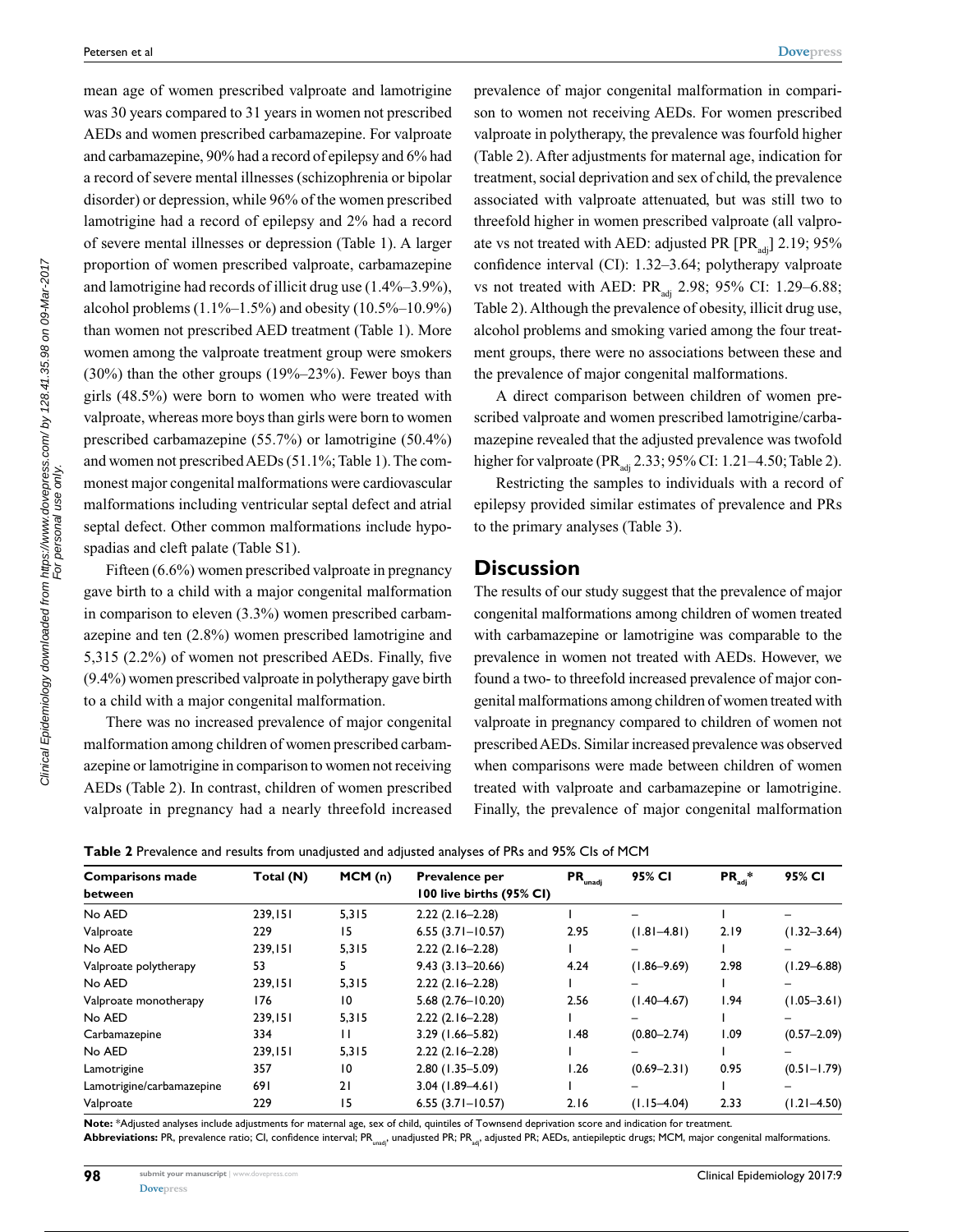mean age of women prescribed valproate and lamotrigine was 30 years compared to 31 years in women not prescribed AEDs and women prescribed carbamazepine. For valproate and carbamazepine, 90% had a record of epilepsy and 6% had a record of severe mental illnesses (schizophrenia or bipolar disorder) or depression, while 96% of the women prescribed lamotrigine had a record of epilepsy and 2% had a record of severe mental illnesses or depression (Table 1). A larger proportion of women prescribed valproate, carbamazepine and lamotrigine had records of illicit drug use (1.4%–3.9%), alcohol problems (1.1%–1.5%) and obesity (10.5%–10.9%) than women not prescribed AED treatment (Table 1). More women among the valproate treatment group were smokers (30%) than the other groups (19%–23%). Fewer boys than girls (48.5%) were born to women who were treated with valproate, whereas more boys than girls were born to women prescribed carbamazepine (55.7%) or lamotrigine (50.4%) and women not prescribed AEDs (51.1%; Table 1). The commonest major congenital malformations were cardiovascular malformations including ventricular septal defect and atrial septal defect. Other common malformations include hypospadias and cleft palate (Table S1).

Fifteen (6.6%) women prescribed valproate in pregnancy gave birth to a child with a major congenital malformation in comparison to eleven (3.3%) women prescribed carbamazepine and ten (2.8%) women prescribed lamotrigine and 5,315 (2.2%) of women not prescribed AEDs. Finally, five (9.4%) women prescribed valproate in polytherapy gave birth to a child with a major congenital malformation.

There was no increased prevalence of major congenital malformation among children of women prescribed carbamazepine or lamotrigine in comparison to women not receiving AEDs (Table 2). In contrast, children of women prescribed valproate in pregnancy had a nearly threefold increased prevalence of major congenital malformation in comparison to women not receiving AEDs. For women prescribed valproate in polytherapy, the prevalence was fourfold higher (Table 2). After adjustments for maternal age, indication for treatment, social deprivation and sex of child, the prevalence associated with valproate attenuated, but was still two to threefold higher in women prescribed valproate (all valproate vs not treated with AED: adjusted PR [$PR_{adj}$] 2.19; 95% confidence interval (CI): 1.32–3.64; polytherapy valproate vs not treated with AED: $PR_{adj}$ 2.98; 95% CI: 1.29–6.88; Table 2). Although the prevalence of obesity, illicit drug use, alcohol problems and smoking varied among the four treatment groups, there were no associations between these and the prevalence of major congenital malformations.

A direct comparison between children of women prescribed valproate and women prescribed lamotrigine/carbamazepine revealed that the adjusted prevalence was twofold higher for valproate ($PR_{adj}$ 2.33; 95% CI: 1.21–4.50; Table 2).

Restricting the samples to individuals with a record of epilepsy provided similar estimates of prevalence and PRs to the primary analyses (Table 3).

## Discussion

The results of our study suggest that the prevalence of major congenital malformations among children of women treated with carbamazepine or lamotrigine was comparable to the prevalence in women not treated with AEDs. However, we found a two- to threefold increased prevalence of major congenital malformations among children of women treated with valproate in pregnancy compared to children of women not prescribed AEDs. Similar increased prevalence was observed when comparisons were made between children of women treated with valproate and carbamazepine or lamotrigine. Finally, the prevalence of major congenital malformation

**Table 2** Prevalence and results from unadjusted and adjusted analyses of PRs and 95% CIs of MCM

| Comparisons made between | Total (N) | MCM (n) | Prevalence per 100 live births (95% CI) | $PR_{unadj}$ | 95% CI | $PR_{adj}$* | 95% CI |
|---|---|---|---|---|---|---|---|
| No AED | 239,151 | 5,315 | 2.22 (2.16–2.28) | 1 | – | 1 | – |
| Valproate | 229 | 15 | 6.55 (3.71–10.57) | 2.95 | (1.81–4.81) | 2.19 | (1.32–3.64) |
| No AED | 239,151 | 5,315 | 2.22 (2.16–2.28) | 1 | – | 1 | – |
| Valproate polytherapy | 53 | 5 | 9.43 (3.13–20.66) | 4.24 | (1.86–9.69) | 2.98 | (1.29–6.88) |
| No AED | 239,151 | 5,315 | 2.22 (2.16–2.28) | 1 | – | 1 | – |
| Valproate monotherapy | 176 | 10 | 5.68 (2.76–10.20) | 2.56 | (1.40–4.67) | 1.94 | (1.05–3.61) |
| No AED | 239,151 | 5,315 | 2.22 (2.16–2.28) | 1 | – | 1 | – |
| Carbamazepine | 334 | 11 | 3.29 (1.66–5.82) | 1.48 | (0.80–2.74) | 1.09 | (0.57–2.09) |
| No AED | 239,151 | 5,315 | 2.22 (2.16–2.28) | 1 | – | 1 | – |
| Lamotrigine | 357 | 10 | 2.80 (1.35–5.09) | 1.26 | (0.69–2.31) | 0.95 | (0.51–1.79) |
| Lamotrigine/carbamazepine | 691 | 21 | 3.04 (1.89–4.61) | 1 | – | 1 | – |
| Valproate | 229 | 15 | 6.55 (3.71–10.57) | 2.16 | (1.15–4.04) | 2.33 | (1.21–4.50) |

**Note:** *Adjusted analyses include adjustments for maternal age, sex of child, quintiles of Townsend deprivation score and indication for treatment.
**Abbreviations:** PR, prevalence ratio; CI, confidence interval; $PR_{unadj}$, unadjusted PR; $PR_{adj}$, adjusted PR; AEDs, antiepileptic drugs; MCM, major congenital malformations.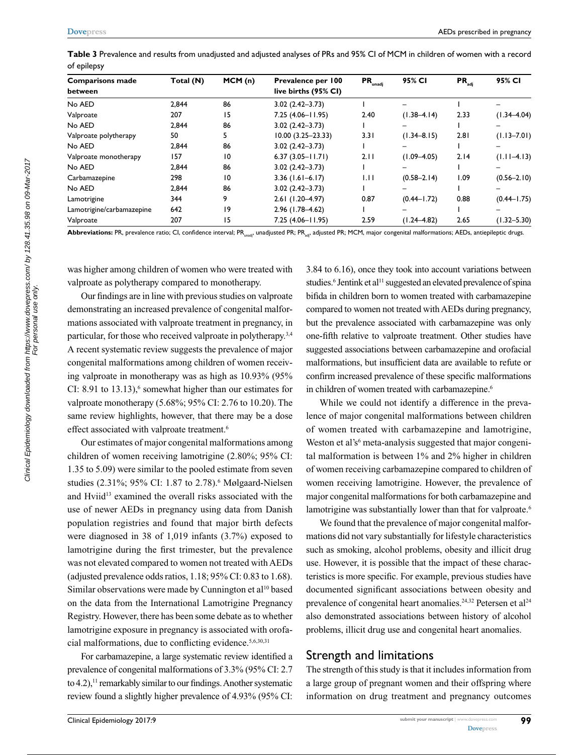**Table 3** Prevalence and results from unadjusted and adjusted analyses of PRs and 95% CI of MCM in children of women with a record of epilepsy

| Comparisons made between | Total (N) | MCM (n) | Prevalence per 100 live births (95% CI) | $PR_{unadj}$ | 95% CI | $PR_{adj}$ | 95% CI |
|---|---|---|---|---|---|---|---|
| No AED | 2,844 | 86 | 3.02 (2.42–3.73) | 1 | – | 1 | – |
| Valproate | 207 | 15 | 7.25 (4.06–11.95) | 2.40 | (1.38–4.14) | 2.33 | (1.34–4.04) |
| No AED | 2,844 | 86 | 3.02 (2.42–3.73) | 1 | – | 1 | – |
| Valproate polytherapy | 50 | 5 | 10.00 (3.25–23.33) | 3.31 | (1.34–8.15) | 2.81 | (1.13–7.01) |
| No AED | 2,844 | 86 | 3.02 (2.42–3.73) | 1 | – | 1 | – |
| Valproate monotherapy | 157 | 10 | 6.37 (3.05–11.71) | 2.11 | (1.09–4.05) | 2.14 | (1.11–4.13) |
| No AED | 2,844 | 86 | 3.02 (2.42–3.73) | 1 | – | 1 | – |
| Carbamazepine | 298 | 10 | 3.36 (1.61–6.17) | 1.11 | (0.58–2.14) | 1.09 | (0.56–2.10) |
| No AED | 2,844 | 86 | 3.02 (2.42–3.73) | 1 | – | 1 | – |
| Lamotrigine | 344 | 9 | 2.61 (1.20–4.97) | 0.87 | (0.44–1.72) | 0.88 | (0.44–1.75) |
| Lamotrigine/carbamazepine | 642 | 19 | 2.96 (1.78–4.62) | 1 | – | 1 | – |
| Valproate | 207 | 15 | 7.25 (4.06–11.95) | 2.59 | (1.24–4.82) | 2.65 | (1.32–5.30) |

**Abbreviations:** PR, prevalence ratio; CI, confidence interval; $PR_{unadj}$, unadjusted PR; $PR_{adj}$, adjusted PR; MCM, major congenital malformations; AEDs, antiepileptic drugs.

was higher among children of women who were treated with valproate as polytherapy compared to monotherapy.

Our findings are in line with previous studies on valproate demonstrating an increased prevalence of congenital malformations associated with valproate treatment in pregnancy, in particular, for those who received valproate in polytherapy.[3,4] A recent systematic review suggests the prevalence of major congenital malformations among children of women receiving valproate in monotherapy was as high as 10.93% (95% CI: 8.91 to 13.13),[6] somewhat higher than our estimates for valproate monotherapy (5.68%; 95% CI: 2.76 to 10.20). The same review highlights, however, that there may be a dose effect associated with valproate treatment.[6]

Our estimates of major congenital malformations among children of women receiving lamotrigine (2.80%; 95% CI: 1.35 to 5.09) were similar to the pooled estimate from seven studies (2.31%; 95% CI: 1.87 to 2.78).[6] Mølgaard-Nielsen and Hviid[13] examined the overall risks associated with the use of newer AEDs in pregnancy using data from Danish population registries and found that major birth defects were diagnosed in 38 of 1,019 infants (3.7%) exposed to lamotrigine during the first trimester, but the prevalence was not elevated compared to women not treated with AEDs (adjusted prevalence odds ratios, 1.18; 95% CI: 0.83 to 1.68). Similar observations were made by Cunnington et al[10] based on the data from the International Lamotrigine Pregnancy Registry. However, there has been some debate as to whether lamotrigine exposure in pregnancy is associated with orofacial malformations, due to conflicting evidence.[5,6,30,31]

For carbamazepine, a large systematic review identified a prevalence of congenital malformations of 3.3% (95% CI: 2.7 to 4.2),[11] remarkably similar to our findings. Another systematic review found a slightly higher prevalence of 4.93% (95% CI: 3.84 to 6.16), once they took into account variations between studies.[6] Jentink et al[11] suggested an elevated prevalence of spina bifida in children born to women treated with carbamazepine compared to women not treated with AEDs during pregnancy, but the prevalence associated with carbamazepine was only one-fifth relative to valproate treatment. Other studies have suggested associations between carbamazepine and orofacial malformations, but insufficient data are available to refute or confirm increased prevalence of these specific malformations in children of women treated with carbamazepine.[6]

While we could not identify a difference in the prevalence of major congenital malformations between children of women treated with carbamazepine and lamotrigine, Weston et al's[6] meta-analysis suggested that major congenital malformation is between 1% and 2% higher in children of women receiving carbamazepine compared to children of women receiving lamotrigine. However, the prevalence of major congenital malformations for both carbamazepine and lamotrigine was substantially lower than that for valproate.[6]

We found that the prevalence of major congenital malformations did not vary substantially for lifestyle characteristics such as smoking, alcohol problems, obesity and illicit drug use. However, it is possible that the impact of these characteristics is more specific. For example, previous studies have documented significant associations between obesity and prevalence of congenital heart anomalies.[24,32] Petersen et al[24] also demonstrated associations between history of alcohol problems, illicit drug use and congenital heart anomalies.

## Strength and limitations

The strength of this study is that it includes information from a large group of pregnant women and their offspring where information on drug treatment and pregnancy outcomes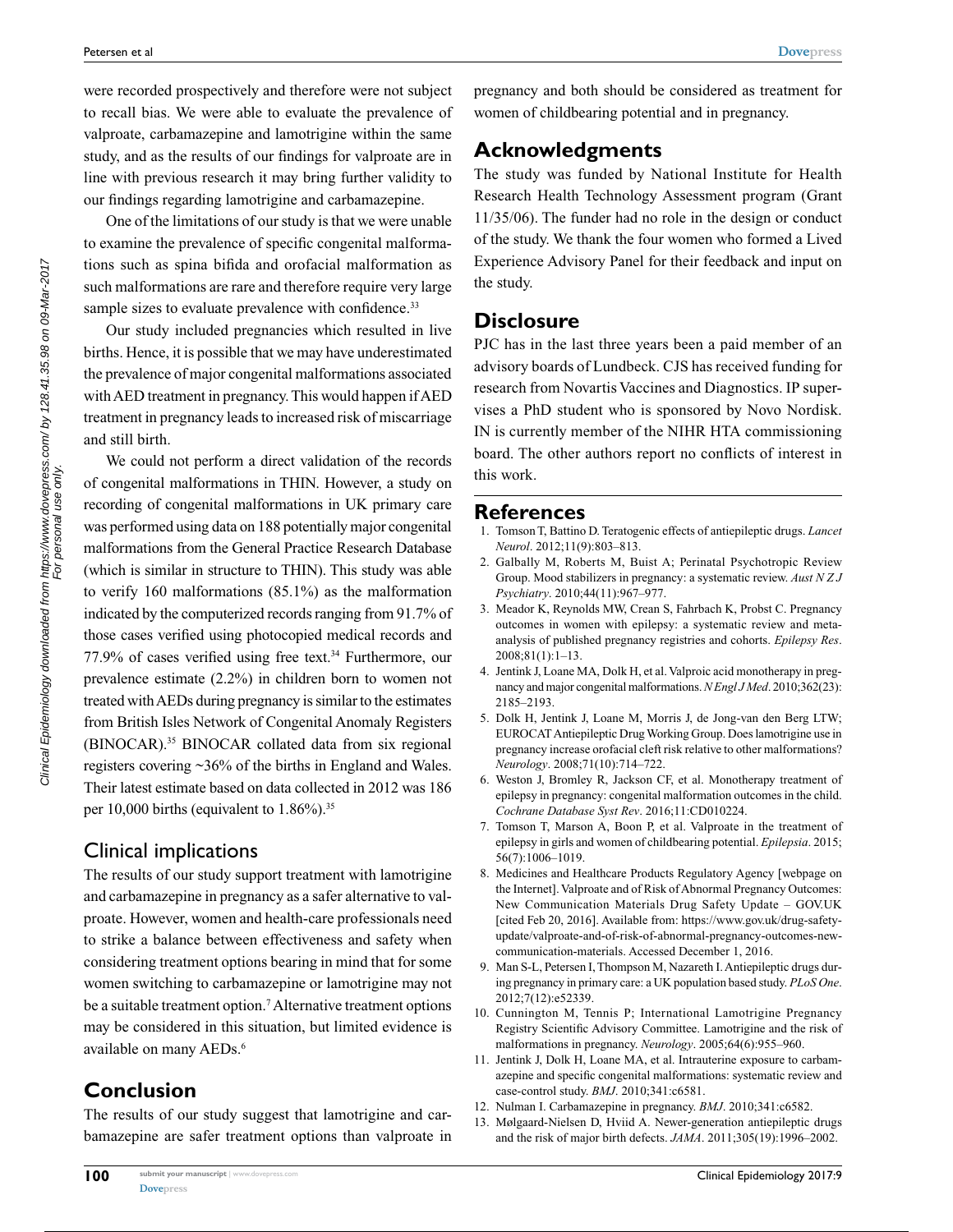were recorded prospectively and therefore were not subject to recall bias. We were able to evaluate the prevalence of valproate, carbamazepine and lamotrigine within the same study, and as the results of our findings for valproate are in line with previous research it may bring further validity to our findings regarding lamotrigine and carbamazepine.

One of the limitations of our study is that we were unable to examine the prevalence of specific congenital malformations such as spina bifida and orofacial malformation as such malformations are rare and therefore require very large sample sizes to evaluate prevalence with confidence.[33]

Our study included pregnancies which resulted in live births. Hence, it is possible that we may have underestimated the prevalence of major congenital malformations associated with AED treatment in pregnancy. This would happen if AED treatment in pregnancy leads to increased risk of miscarriage and still birth.

We could not perform a direct validation of the records of congenital malformations in THIN. However, a study on recording of congenital malformations in UK primary care was performed using data on 188 potentially major congenital malformations from the General Practice Research Database (which is similar in structure to THIN). This study was able to verify 160 malformations (85.1%) as the malformation indicated by the computerized records ranging from 91.7% of those cases verified using photocopied medical records and 77.9% of cases verified using free text.[34] Furthermore, our prevalence estimate (2.2%) in children born to women not treated with AEDs during pregnancy is similar to the estimates from British Isles Network of Congenital Anomaly Registers (BINOCAR).[35] BINOCAR collated data from six regional registers covering ~36% of the births in England and Wales. Their latest estimate based on data collected in 2012 was 186 per 10,000 births (equivalent to 1.86%).[35]

### Clinical implications

The results of our study support treatment with lamotrigine and carbamazepine in pregnancy as a safer alternative to valproate. However, women and health-care professionals need to strike a balance between effectiveness and safety when considering treatment options bearing in mind that for some women switching to carbamazepine or lamotrigine may not be a suitable treatment option.[7] Alternative treatment options may be considered in this situation, but limited evidence is available on many AEDs.[6]

## Conclusion

The results of our study suggest that lamotrigine and carbamazepine are safer treatment options than valproate in pregnancy and both should be considered as treatment for women of childbearing potential and in pregnancy.

## Acknowledgments

The study was funded by National Institute for Health Research Health Technology Assessment program (Grant 11/35/06). The funder had no role in the design or conduct of the study. We thank the four women who formed a Lived Experience Advisory Panel for their feedback and input on the study.

## Disclosure

PJC has in the last three years been a paid member of an advisory boards of Lundbeck. CJS has received funding for research from Novartis Vaccines and Diagnostics. IP supervises a PhD student who is sponsored by Novo Nordisk. IN is currently member of the NIHR HTA commissioning board. The other authors report no conflicts of interest in this work.

## References

1. Tomson T, Battino D. Teratogenic effects of antiepileptic drugs. *Lancet Neurol*. 2012;11(9):803–813.
2. Galbally M, Roberts M, Buist A; Perinatal Psychotropic Review Group. Mood stabilizers in pregnancy: a systematic review. *Aust N Z J Psychiatry*. 2010;44(11):967–977.
3. Meador K, Reynolds MW, Crean S, Fahrbach K, Probst C. Pregnancy outcomes in women with epilepsy: a systematic review and meta-analysis of published pregnancy registries and cohorts. *Epilepsy Res*. 2008;81(1):1–13.
4. Jentink J, Loane MA, Dolk H, et al. Valproic acid monotherapy in pregnancy and major congenital malformations. *N Engl J Med*. 2010;362(23):2185–2193.
5. Dolk H, Jentink J, Loane M, Morris J, de Jong-van den Berg LTW; EUROCAT Antiepileptic Drug Working Group. Does lamotrigine use in pregnancy increase orofacial cleft risk relative to other malformations? *Neurology*. 2008;71(10):714–722.
6. Weston J, Bromley R, Jackson CF, et al. Monotherapy treatment of epilepsy in pregnancy: congenital malformation outcomes in the child. *Cochrane Database Syst Rev*. 2016;11:CD010224.
7. Tomson T, Marson A, Boon P, et al. Valproate in the treatment of epilepsy in girls and women of childbearing potential. *Epilepsia*. 2015;56(7):1006–1019.
8. Medicines and Healthcare Products Regulatory Agency [webpage on the Internet]. Valproate and of Risk of Abnormal Pregnancy Outcomes: New Communication Materials Drug Safety Update – GOV.UK [cited Feb 20, 2016]. Available from: https://www.gov.uk/drug-safety-update/valproate-and-of-risk-of-abnormal-pregnancy-outcomes-new-communication-materials. Accessed December 1, 2016.
9. Man S-L, Petersen I, Thompson M, Nazareth I. Antiepileptic drugs during pregnancy in primary care: a UK population based study. *PLoS One*. 2012;7(12):e52339.
10. Cunnington M, Tennis P; International Lamotrigine Pregnancy Registry Scientific Advisory Committee. Lamotrigine and the risk of malformations in pregnancy. *Neurology*. 2005;64(6):955–960.
11. Jentink J, Dolk H, Loane MA, et al. Intrauterine exposure to carbamazepine and specific congenital malformations: systematic review and case-control study. *BMJ*. 2010;341:c6581.
12. Nulman I. Carbamazepine in pregnancy. *BMJ*. 2010;341:c6582.
13. Mølgaard-Nielsen D, Hviid A. Newer-generation antiepileptic drugs and the risk of major birth defects. *JAMA*. 2011;305(19):1996–2002.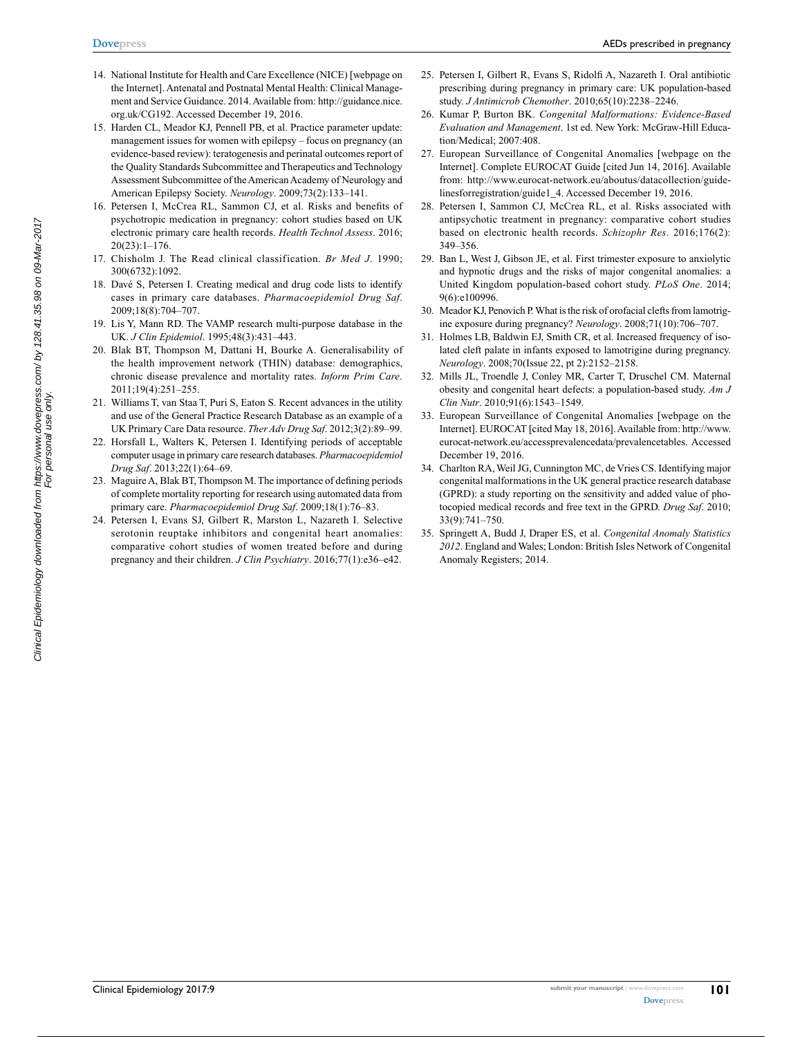14. National Institute for Health and Care Excellence (NICE) [webpage on the Internet]. Antenatal and Postnatal Mental Health: Clinical Management and Service Guidance. 2014. Available from: http://guidance.nice.org.uk/CG192. Accessed December 19, 2016.
15. Harden CL, Meador KJ, Pennell PB, et al. Practice parameter update: management issues for women with epilepsy – focus on pregnancy (an evidence-based review): teratogenesis and perinatal outcomes report of the Quality Standards Subcommittee and Therapeutics and Technology Assessment Subcommittee of the American Academy of Neurology and American Epilepsy Society. *Neurology*. 2009;73(2):133–141.
16. Petersen I, McCrea RL, Sammon CJ, et al. Risks and benefits of psychotropic medication in pregnancy: cohort studies based on UK electronic primary care health records. *Health Technol Assess*. 2016;20(23):1–176.
17. Chisholm J. The Read clinical classification. *Br Med J*. 1990;300(6732):1092.
18. Davé S, Petersen I. Creating medical and drug code lists to identify cases in primary care databases. *Pharmacoepidemiol Drug Saf*. 2009;18(8):704–707.
19. Lis Y, Mann RD. The VAMP research multi-purpose database in the UK. *J Clin Epidemiol*. 1995;48(3):431–443.
20. Blak BT, Thompson M, Dattani H, Bourke A. Generalisability of the health improvement network (THIN) database: demographics, chronic disease prevalence and mortality rates. *Inform Prim Care*. 2011;19(4):251–255.
21. Williams T, van Staa T, Puri S, Eaton S. Recent advances in the utility and use of the General Practice Research Database as an example of a UK Primary Care Data resource. *Ther Adv Drug Saf*. 2012;3(2):89–99.
22. Horsfall L, Walters K, Petersen I. Identifying periods of acceptable computer usage in primary care research databases. *Pharmacoepidemiol Drug Saf*. 2013;22(1):64–69.
23. Maguire A, Blak BT, Thompson M. The importance of defining periods of complete mortality reporting for research using automated data from primary care. *Pharmacoepidemiol Drug Saf*. 2009;18(1):76–83.
24. Petersen I, Evans SJ, Gilbert R, Marston L, Nazareth I. Selective serotonin reuptake inhibitors and congenital heart anomalies: comparative cohort studies of women treated before and during pregnancy and their children. *J Clin Psychiatry*. 2016;77(1):e36–e42.
25. Petersen I, Gilbert R, Evans S, Ridolfi A, Nazareth I. Oral antibiotic prescribing during pregnancy in primary care: UK population-based study. *J Antimicrob Chemother*. 2010;65(10):2238–2246.
26. Kumar P, Burton BK. *Congenital Malformations: Evidence-Based Evaluation and Management*. 1st ed. New York: McGraw-Hill Education/Medical; 2007:408.
27. European Surveillance of Congenital Anomalies [webpage on the Internet]. Complete EUROCAT Guide [cited Jun 14, 2016]. Available from: http://www.eurocat-network.eu/aboutus/datacollection/guidelinesforregistration/guide1_4. Accessed December 19, 2016.
28. Petersen I, Sammon CJ, McCrea RL, et al. Risks associated with antipsychotic treatment in pregnancy: comparative cohort studies based on electronic health records. *Schizophr Res*. 2016;176(2):349–356.
29. Ban L, West J, Gibson JE, et al. First trimester exposure to anxiolytic and hypnotic drugs and the risks of major congenital anomalies: a United Kingdom population-based cohort study. *PLoS One*. 2014;9(6):e100996.
30. Meador KJ, Penovich P. What is the risk of orofacial clefts from lamotrigine exposure during pregnancy? *Neurology*. 2008;71(10):706–707.
31. Holmes LB, Baldwin EJ, Smith CR, et al. Increased frequency of isolated cleft palate in infants exposed to lamotrigine during pregnancy. *Neurology*. 2008;70(Issue 22, pt 2):2152–2158.
32. Mills JL, Troendle J, Conley MR, Carter T, Druschel CM. Maternal obesity and congenital heart defects: a population-based study. *Am J Clin Nutr*. 2010;91(6):1543–1549.
33. European Surveillance of Congenital Anomalies [webpage on the Internet]. EUROCAT [cited May 18, 2016]. Available from: http://www.eurocat-network.eu/accessprevalencedata/prevalencetables. Accessed December 19, 2016.
34. Charlton RA, Weil JG, Cunnington MC, de Vries CS. Identifying major congenital malformations in the UK general practice research database (GPRD): a study reporting on the sensitivity and added value of photocopied medical records and free text in the GPRD. *Drug Saf*. 2010;33(9):741–750.
35. Springett A, Budd J, Draper ES, et al. *Congenital Anomaly Statistics 2012*. England and Wales; London: British Isles Network of Congenital Anomaly Registers; 2014.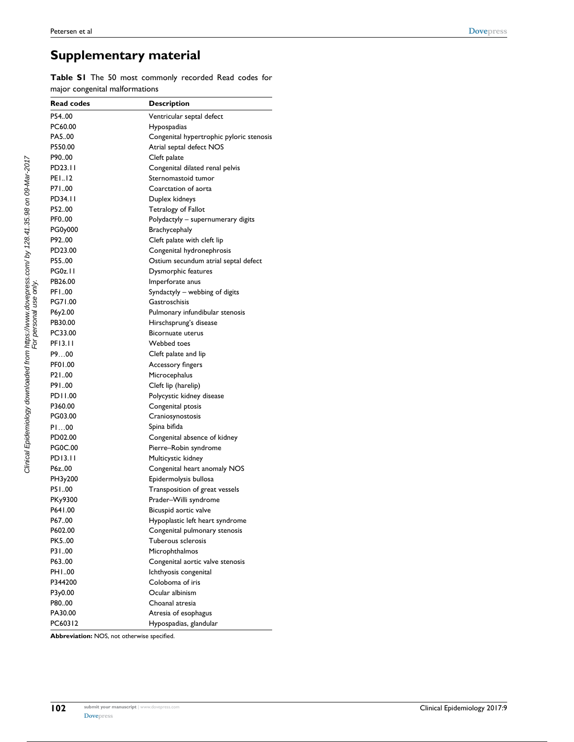# Supplementary material

**Table S1** The 50 most commonly recorded Read codes for major congenital malformations

| Read codes | Description |
|---|---|
| P54..00 | Ventricular septal defect |
| PC60.00 | Hypospadias |
| PA5..00 | Congenital hypertrophic pyloric stenosis |
| P550.00 | Atrial septal defect NOS |
| P90..00 | Cleft palate |
| PD23.11 | Congenital dilated renal pelvis |
| PE1..12 | Sternomastoid tumor |
| P71..00 | Coarctation of aorta |
| PD34.11 | Duplex kidneys |
| P52..00 | Tetralogy of Fallot |
| PF0..00 | Polydactyly – supernumerary digits |
| PG0y000 | Brachycephaly |
| P92..00 | Cleft palate with cleft lip |
| PD23.00 | Congenital hydronephrosis |
| P55..00 | Ostium secundum atrial septal defect |
| PG0z.11 | Dysmorphic features |
| PB26.00 | Imperforate anus |
| PF1..00 | Syndactyly – webbing of digits |
| PG71.00 | Gastroschisis |
| P6y2.00 | Pulmonary infundibular stenosis |
| PB30.00 | Hirschsprung's disease |
| PC33.00 | Bicornuate uterus |
| PF13.11 | Webbed toes |
| P9…00 | Cleft palate and lip |
| PF01.00 | Accessory fingers |
| P21..00 | Microcephalus |
| P91..00 | Cleft lip (harelip) |
| PD11.00 | Polycystic kidney disease |
| P360.00 | Congenital ptosis |
| PG03.00 | Craniosynostosis |
| P1…00 | Spina bifida |
| PD02.00 | Congenital absence of kidney |
| PG0C.00 | Pierre–Robin syndrome |
| PD13.11 | Multicystic kidney |
| P6z..00 | Congenital heart anomaly NOS |
| PH3y200 | Epidermolysis bullosa |
| P51..00 | Transposition of great vessels |
| PKy9300 | Prader–Willi syndrome |
| P641.00 | Bicuspid aortic valve |
| P67..00 | Hypoplastic left heart syndrome |
| P602.00 | Congenital pulmonary stenosis |
| PK5..00 | Tuberous sclerosis |
| P31..00 | Microphthalmos |
| P63..00 | Congenital aortic valve stenosis |
| PH1..00 | Ichthyosis congenital |
| P344200 | Coloboma of iris |
| P3y0.00 | Ocular albinism |
| P80..00 | Choanal atresia |
| PA30.00 | Atresia of esophagus |
| PC60312 | Hypospadias, glandular |

**Abbreviation:** NOS, not otherwise specified.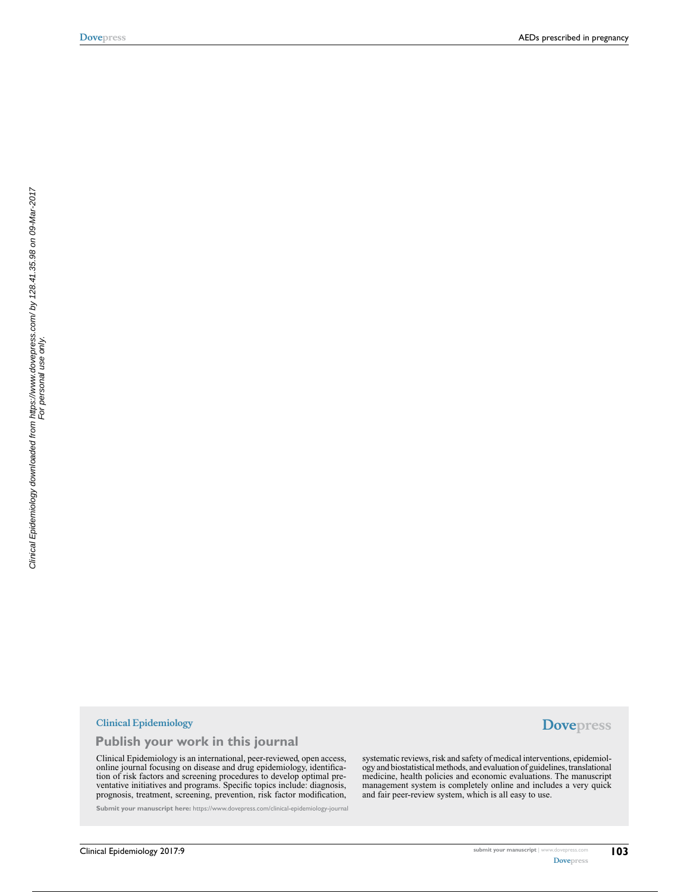**Clinical Epidemiology**

**Dovepress**

## Publish your work in this journal

Clinical Epidemiology is an international, peer-reviewed, open access, online journal focusing on disease and drug epidemiology, identification of risk factors and screening procedures to develop optimal preventative initiatives and programs. Specific topics include: diagnosis, prognosis, treatment, screening, prevention, risk factor modification, systematic reviews, risk and safety of medical interventions, epidemiology and biostatistical methods, and evaluation of guidelines, translational medicine, health policies and economic evaluations. The manuscript management system is completely online and includes a very quick and fair peer-review system, which is all easy to use.

**Submit your manuscript here:** https://www.dovepress.com/clinical-epidemiology-journal